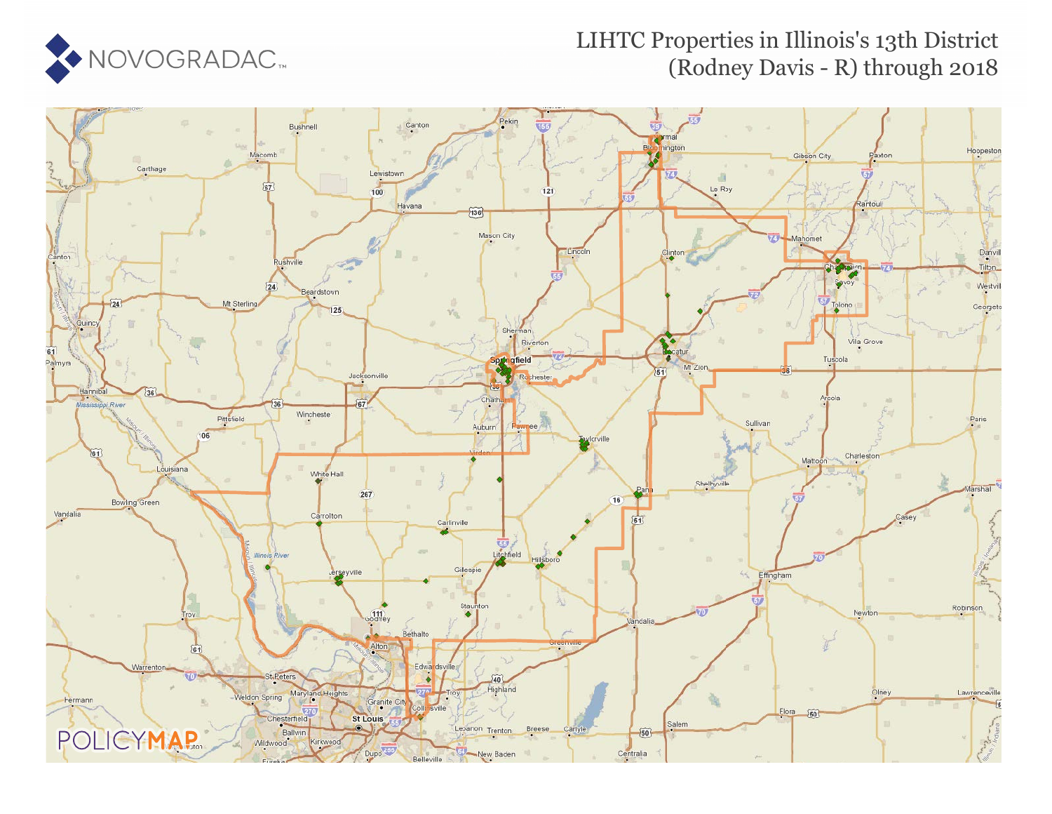# LIHTC Properties in Illinois's 13th District (Rodney Davis - R) through 2018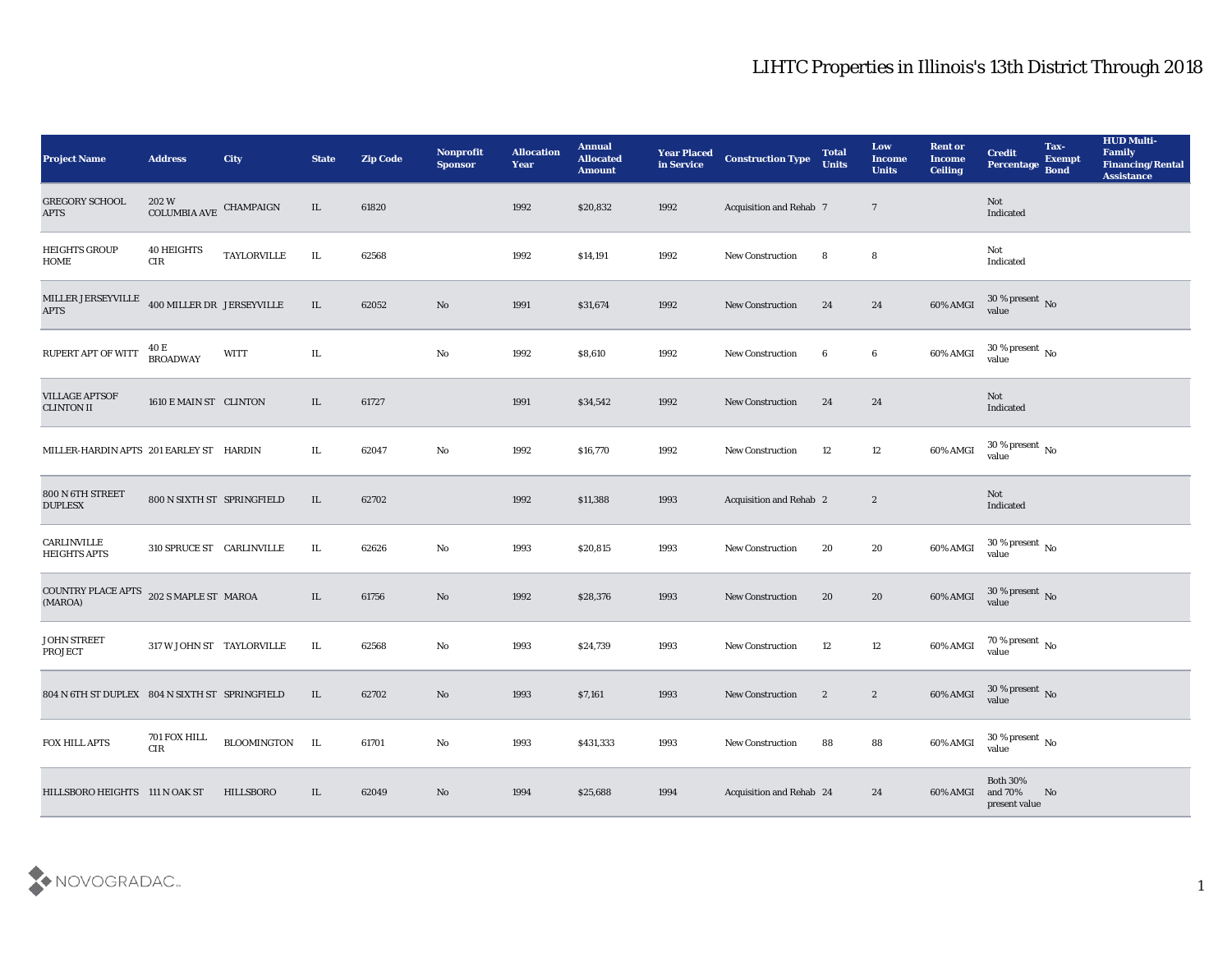# LIHTC Properties in Illinois's 13th District Through 2018

| Project Name | Address | City | State | Zip Code | Nonprofit Sponsor | Allocation Year | Annual Allocated Amount | Year Placed in Service | Construction Type | Total Units | Low Income Units | Rent or Income Ceiling | Credit Percentage | Tax-Exempt Bond | HUD Multi-Family Financing/Rental Assistance |
|---|---|---|---|---|---|---|---|---|---|---|---|---|---|---|---|
| GREGORY SCHOOL APTS | 202 W COLUMBIA AVE | CHAMPAIGN | IL | 61820 | | 1992 | $20,832 | 1992 | Acquisition and Rehab | 7 | 7 | | Not Indicated | | |
| HEIGHTS GROUP HOME | 40 HEIGHTS CIR | TAYLORVILLE | IL | 62568 | | 1992 | $14,191 | 1992 | New Construction | 8 | 8 | | Not Indicated | | |
| MILLER JERSEYVILLE APTS | 400 MILLER DR | JERSEYVILLE | IL | 62052 | No | 1991 | $31,674 | 1992 | New Construction | 24 | 24 | 60% AMGI | 30 % present value | No | |
| RUPERT APT OF WITT | 40 E BROADWAY | WITT | IL | | No | 1992 | $8,610 | 1992 | New Construction | 6 | 6 | 60% AMGI | 30 % present value | No | |
| VILLAGE APTSOF CLINTON II | 1610 E MAIN ST | CLINTON | IL | 61727 | | 1991 | $34,542 | 1992 | New Construction | 24 | 24 | | Not Indicated | | |
| MILLER-HARDIN APTS | 201 EARLEY ST | HARDIN | IL | 62047 | No | 1992 | $16,770 | 1992 | New Construction | 12 | 12 | 60% AMGI | 30 % present value | No | |
| 800 N 6TH STREET DUPLESX | 800 N SIXTH ST | SPRINGFIELD | IL | 62702 | | 1992 | $11,388 | 1993 | Acquisition and Rehab | 2 | 2 | | Not Indicated | | |
| CARLINVILLE HEIGHTS APTS | 310 SPRUCE ST | CARLINVILLE | IL | 62626 | No | 1993 | $20,815 | 1993 | New Construction | 20 | 20 | 60% AMGI | 30 % present value | No | |
| COUNTRY PLACE APTS (MAROA) | 202 S MAPLE ST | MAROA | IL | 61756 | No | 1992 | $28,376 | 1993 | New Construction | 20 | 20 | 60% AMGI | 30 % present value | No | |
| JOHN STREET PROJECT | 317 W JOHN ST | TAYLORVILLE | IL | 62568 | No | 1993 | $24,739 | 1993 | New Construction | 12 | 12 | 60% AMGI | 70 % present value | No | |
| 804 N 6TH ST DUPLEX | 804 N SIXTH ST | SPRINGFIELD | IL | 62702 | No | 1993 | $7,161 | 1993 | New Construction | 2 | 2 | 60% AMGI | 30 % present value | No | |
| FOX HILL APTS | 701 FOX HILL CIR | BLOOMINGTON | IL | 61701 | No | 1993 | $431,333 | 1993 | New Construction | 88 | 88 | 60% AMGI | 30 % present value | No | |
| HILLSBORO HEIGHTS | 111 N OAK ST | HILLSBORO | IL | 62049 | No | 1994 | $25,688 | 1994 | Acquisition and Rehab | 24 | 24 | 60% AMGI | Both 30% and 70% present value | No | |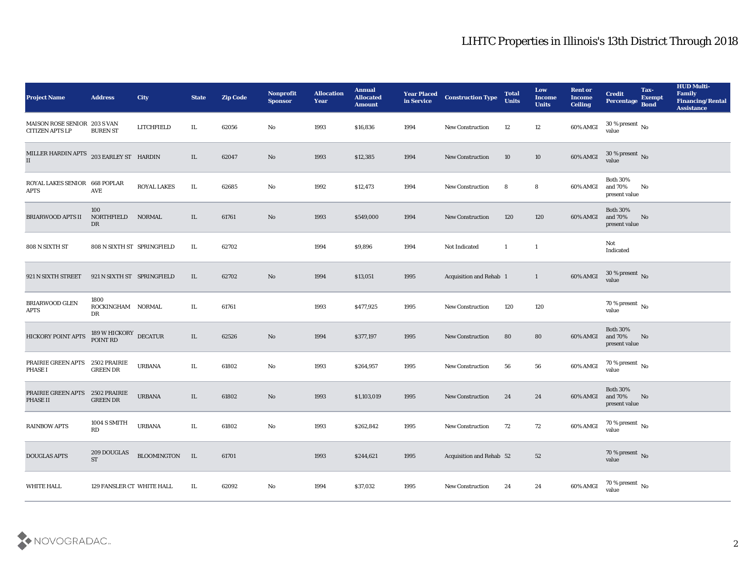# LIHTC Properties in Illinois's 13th District Through 2018

| Project Name | Address | City | State | Zip Code | Nonprofit Sponsor | Allocation Year | Annual Allocated Amount | Year Placed in Service | Construction Type | Total Units | Low Income Units | Rent or Income Ceiling | Credit Percentage | Tax-Exempt Bond | HUD Multi-Family Financing/Rental Assistance |
|---|---|---|---|---|---|---|---|---|---|---|---|---|---|---|---|
| MAISON ROSE SENIOR CITIZEN APTS LP | 203 S VAN BUREN ST | LITCHFIELD | IL | 62056 | No | 1993 | $16,836 | 1994 | New Construction | 12 | 12 | 60% AMGI | 30 % present value | No | |
| MILLER HARDIN APTS II | 203 EARLEY ST | HARDIN | IL | 62047 | No | 1993 | $12,385 | 1994 | New Construction | 10 | 10 | 60% AMGI | 30 % present value | No | |
| ROYAL LAKES SENIOR APTS | 668 POPLAR AVE | ROYAL LAKES | IL | 62685 | No | 1992 | $12,473 | 1994 | New Construction | 8 | 8 | 60% AMGI | Both 30% and 70% present value | No | |
| BRIARWOOD APTS II | 100 NORTHFIELD DR | NORMAL | IL | 61761 | No | 1993 | $549,000 | 1994 | New Construction | 120 | 120 | 60% AMGI | Both 30% and 70% present value | No | |
| 808 N SIXTH ST | 808 N SIXTH ST | SPRINGFIELD | IL | 62702 | | 1994 | $9,896 | 1994 | Not Indicated | 1 | 1 | | Not Indicated | | |
| 921 N SIXTH STREET | 921 N SIXTH ST | SPRINGFIELD | IL | 62702 | No | 1994 | $13,051 | 1995 | Acquisition and Rehab | 1 | 1 | 60% AMGI | 30 % present value | No | |
| BRIARWOOD GLEN APTS | 1800 ROCKINGHAM DR | NORMAL | IL | 61761 | | 1993 | $477,925 | 1995 | New Construction | 120 | 120 | | 70 % present value | No | |
| HICKORY POINT APTS | 189 W HICKORY POINT RD | DECATUR | IL | 62526 | No | 1994 | $377,197 | 1995 | New Construction | 80 | 80 | 60% AMGI | Both 30% and 70% present value | No | |
| PRAIRIE GREEN APTS PHASE I | 2502 PRAIRIE GREEN DR | URBANA | IL | 61802 | No | 1993 | $264,957 | 1995 | New Construction | 56 | 56 | 60% AMGI | 70 % present value | No | |
| PRAIRIE GREEN APTS PHASE II | 2502 PRAIRIE GREEN DR | URBANA | IL | 61802 | No | 1993 | $1,103,019 | 1995 | New Construction | 24 | 24 | 60% AMGI | Both 30% and 70% present value | No | |
| RAINBOW APTS | 1004 S SMITH RD | URBANA | IL | 61802 | No | 1993 | $262,842 | 1995 | New Construction | 72 | 72 | 60% AMGI | 70 % present value | No | |
| DOUGLAS APTS | 209 DOUGLAS ST | BLOOMINGTON | IL | 61701 | | 1993 | $244,621 | 1995 | Acquisition and Rehab | 52 | 52 | | 70 % present value | No | |
| WHITE HALL | 129 FANSLER CT | WHITE HALL | IL | 62092 | No | 1994 | $37,032 | 1995 | New Construction | 24 | 24 | 60% AMGI | 70 % present value | No | |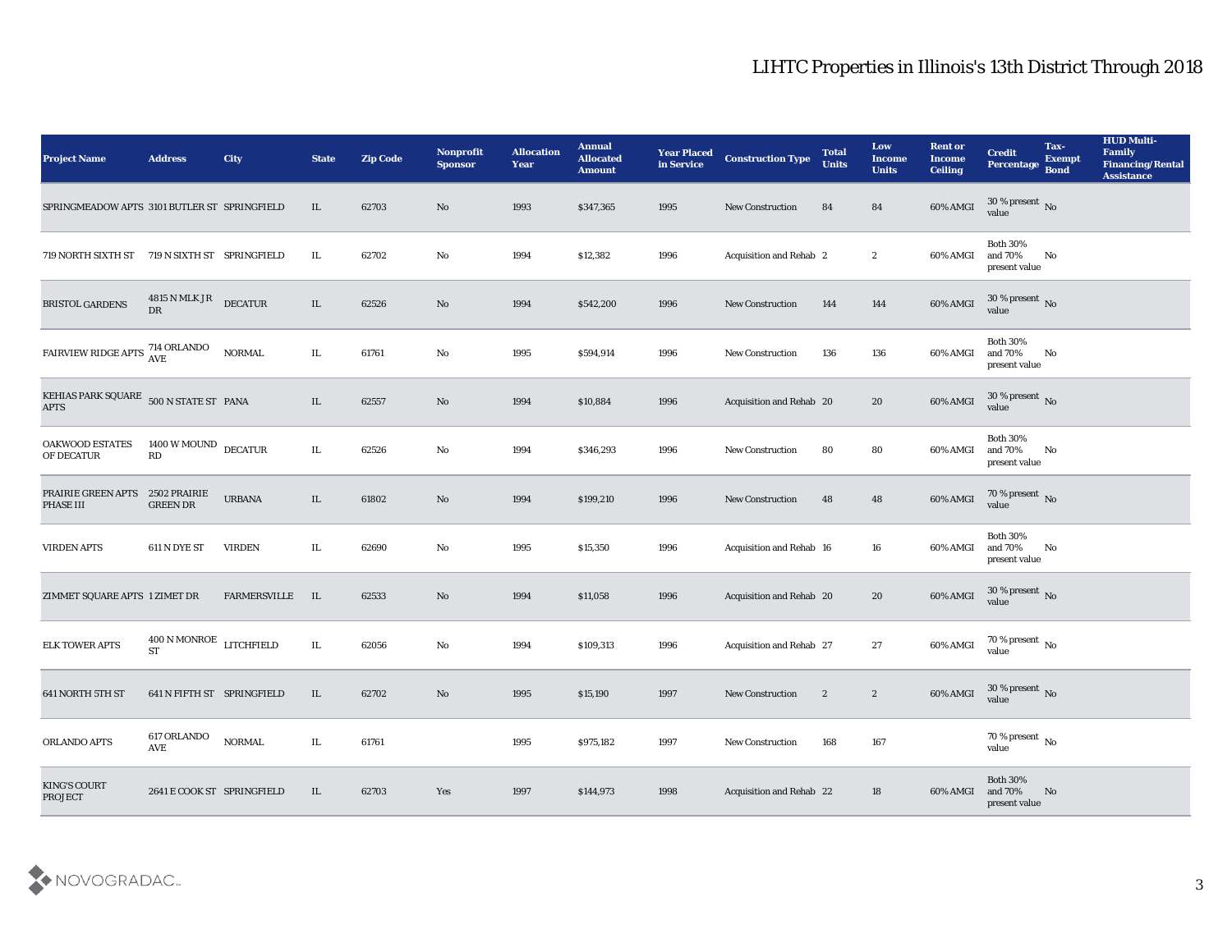# LIHTC Properties in Illinois's 13th District Through 2018

| Project Name | Address | City | State | Zip Code | Nonprofit Sponsor | Allocation Year | Annual Allocated Amount | Year Placed in Service | Construction Type | Total Units | Low Income Units | Rent or Income Ceiling | Credit Percentage | Tax-Exempt Bond | HUD Multi-Family Financing/Rental Assistance |
|---|---|---|---|---|---|---|---|---|---|---|---|---|---|---|---|
| SPRINGMEADOW APTS | 3101 BUTLER ST | SPRINGFIELD | IL | 62703 | No | 1993 | $347,365 | 1995 | New Construction | 84 | 84 | 60% AMGI | 30 % present value | No | |
| 719 NORTH SIXTH ST | 719 N SIXTH ST | SPRINGFIELD | IL | 62702 | No | 1994 | $12,382 | 1996 | Acquisition and Rehab | 2 | 2 | 60% AMGI | Both 30% and 70% present value | No | |
| BRISTOL GARDENS | 4815 N MLK JR DR | DECATUR | IL | 62526 | No | 1994 | $542,200 | 1996 | New Construction | 144 | 144 | 60% AMGI | 30 % present value | No | |
| FAIRVIEW RIDGE APTS | 714 ORLANDO AVE | NORMAL | IL | 61761 | No | 1995 | $594,914 | 1996 | New Construction | 136 | 136 | 60% AMGI | Both 30% and 70% present value | No | |
| KEHIAS PARK SQUARE APTS | 500 N STATE ST | PANA | IL | 62557 | No | 1994 | $10,884 | 1996 | Acquisition and Rehab | 20 | 20 | 60% AMGI | 30 % present value | No | |
| OAKWOOD ESTATES OF DECATUR | 1400 W MOUND RD | DECATUR | IL | 62526 | No | 1994 | $346,293 | 1996 | New Construction | 80 | 80 | 60% AMGI | Both 30% and 70% present value | No | |
| PRAIRIE GREEN APTS PHASE III | 2502 PRAIRIE GREEN DR | URBANA | IL | 61802 | No | 1994 | $199,210 | 1996 | New Construction | 48 | 48 | 60% AMGI | 70 % present value | No | |
| VIRDEN APTS | 611 N DYE ST | VIRDEN | IL | 62690 | No | 1995 | $15,350 | 1996 | Acquisition and Rehab | 16 | 16 | 60% AMGI | Both 30% and 70% present value | No | |
| ZIMMET SQUARE APTS | 1 ZIMET DR | FARMERSVILLE | IL | 62533 | No | 1994 | $11,058 | 1996 | Acquisition and Rehab | 20 | 20 | 60% AMGI | 30 % present value | No | |
| ELK TOWER APTS | 400 N MONROE ST | LITCHFIELD | IL | 62056 | No | 1994 | $109,313 | 1996 | Acquisition and Rehab | 27 | 27 | 60% AMGI | 70 % present value | No | |
| 641 NORTH 5TH ST | 641 N FIFTH ST | SPRINGFIELD | IL | 62702 | No | 1995 | $15,190 | 1997 | New Construction | 2 | 2 | 60% AMGI | 30 % present value | No | |
| ORLANDO APTS | 617 ORLANDO AVE | NORMAL | IL | 61761 | | 1995 | $975,182 | 1997 | New Construction | 168 | 167 | | 70 % present value | No | |
| KING'S COURT PROJECT | 2641 E COOK ST | SPRINGFIELD | IL | 62703 | Yes | 1997 | $144,973 | 1998 | Acquisition and Rehab | 22 | 18 | 60% AMGI | Both 30% and 70% present value | No | |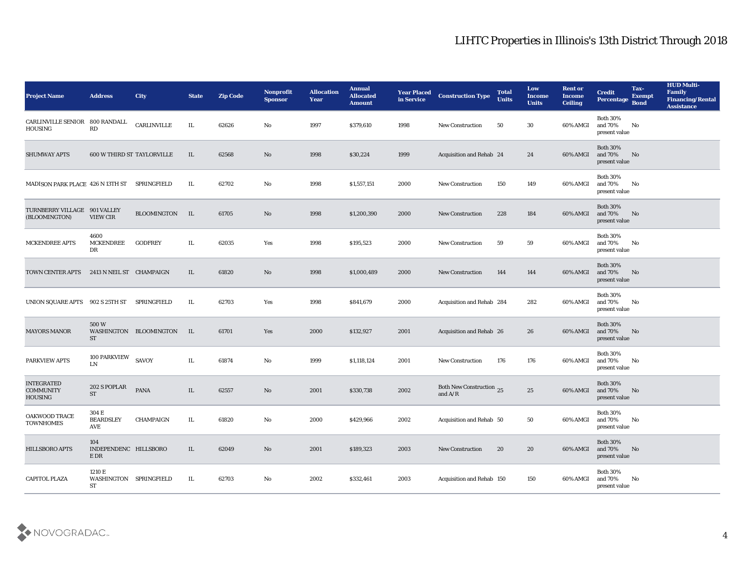# LIHTC Properties in Illinois's 13th District Through 2018

| Project Name | Address | City | State | Zip Code | Nonprofit Sponsor | Allocation Year | Annual Allocated Amount | Year Placed in Service | Construction Type | Total Units | Low Income Units | Rent or Income Ceiling | Credit Percentage | Tax-Exempt Bond | HUD Multi-Family Financing/Rental Assistance |
|---|---|---|---|---|---|---|---|---|---|---|---|---|---|---|---|
| CARLINVILLE SENIOR HOUSING | 800 RANDALL RD | CARLINVILLE | IL | 62626 | No | 1997 | $379,610 | 1998 | New Construction | 50 | 30 | 60% AMGI | Both 30% and 70% present value | No | |
| SHUMWAY APTS | 600 W THIRD ST | TAYLORVILLE | IL | 62568 | No | 1998 | $30,224 | 1999 | Acquisition and Rehab | 24 | 24 | 60% AMGI | Both 30% and 70% present value | No | |
| MADISON PARK PLACE | 426 N 13TH ST | SPRINGFIELD | IL | 62702 | No | 1998 | $1,557,151 | 2000 | New Construction | 150 | 149 | 60% AMGI | Both 30% and 70% present value | No | |
| TURNBERRY VILLAGE (BLOOMINGTON) | 901 VALLEY VIEW CIR | BLOOMINGTON | IL | 61705 | No | 1998 | $1,200,390 | 2000 | New Construction | 228 | 184 | 60% AMGI | Both 30% and 70% present value | No | |
| MCKENDREE APTS | 4600 MCKENDREE DR | GODFREY | IL | 62035 | Yes | 1998 | $195,523 | 2000 | New Construction | 59 | 59 | 60% AMGI | Both 30% and 70% present value | No | |
| TOWN CENTER APTS | 2413 N NEIL ST | CHAMPAIGN | IL | 61820 | No | 1998 | $1,000,489 | 2000 | New Construction | 144 | 144 | 60% AMGI | Both 30% and 70% present value | No | |
| UNION SQUARE APTS | 902 S 25TH ST | SPRINGFIELD | IL | 62703 | Yes | 1998 | $841,679 | 2000 | Acquisition and Rehab | 284 | 282 | 60% AMGI | Both 30% and 70% present value | No | |
| MAYORS MANOR | 500 W WASHINGTON ST | BLOOMINGTON | IL | 61701 | Yes | 2000 | $132,927 | 2001 | Acquisition and Rehab | 26 | 26 | 60% AMGI | Both 30% and 70% present value | No | |
| PARKVIEW APTS | 100 PARKVIEW LN | SAVOY | IL | 61874 | No | 1999 | $1,118,124 | 2001 | New Construction | 176 | 176 | 60% AMGI | Both 30% and 70% present value | No | |
| INTEGRATED COMMUNITY HOUSING | 202 S POPLAR ST | PANA | IL | 62557 | No | 2001 | $330,738 | 2002 | Both New Construction and A/R | 25 | 25 | 60% AMGI | Both 30% and 70% present value | No | |
| OAKWOOD TRACE TOWNHOMES | 304 E BEARDSLEY AVE | CHAMPAIGN | IL | 61820 | No | 2000 | $429,966 | 2002 | Acquisition and Rehab | 50 | 50 | 60% AMGI | Both 30% and 70% present value | No | |
| HILLSBORO APTS | 104 INDEPENDENCE DR | HILLSBORO | IL | 62049 | No | 2001 | $189,323 | 2003 | New Construction | 20 | 20 | 60% AMGI | Both 30% and 70% present value | No | |
| CAPITOL PLAZA | 1210 E WASHINGTON ST | SPRINGFIELD | IL | 62703 | No | 2002 | $332,461 | 2003 | Acquisition and Rehab | 150 | 150 | 60% AMGI | Both 30% and 70% present value | No | |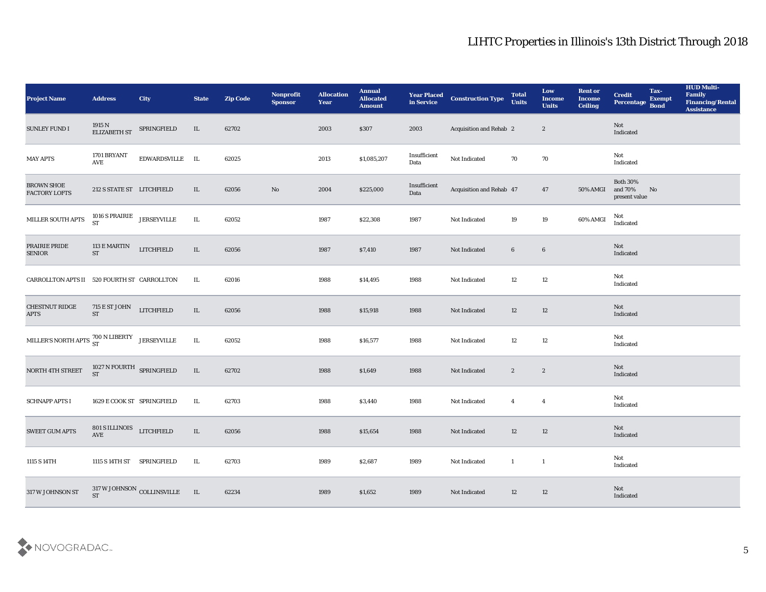# LIHTC Properties in Illinois's 13th District Through 2018

| Project Name | Address | City | State | Zip Code | Nonprofit Sponsor | Allocation Year | Annual Allocated Amount | Year Placed in Service | Construction Type | Total Units | Low Income Units | Rent or Income Ceiling | Credit Percentage | Tax-Exempt Bond | HUD Multi-Family Financing/Rental Assistance |
|---|---|---|---|---|---|---|---|---|---|---|---|---|---|---|---|
| SUNLEY FUND I | 1915 N ELIZABETH ST | SPRINGFIELD | IL | 62702 | | 2003 | $307 | 2003 | Acquisition and Rehab | 2 | 2 | | Not Indicated | | |
| MAY APTS | 1701 BRYANT AVE | EDWARDSVILLE | IL | 62025 | | 2013 | $1,085,207 | Insufficient Data | Not Indicated | 70 | 70 | | Not Indicated | | |
| BROWN SHOE FACTORY LOFTS | 212 S STATE ST | LITCHFIELD | IL | 62056 | No | 2004 | $225,000 | Insufficient Data | Acquisition and Rehab | 47 | 47 | 50% AMGI | Both 30% and 70% present value | No | |
| MILLER SOUTH APTS | 1016 S PRAIRIE ST | JERSEYVILLE | IL | 62052 | | 1987 | $22,308 | 1987 | Not Indicated | 19 | 19 | 60% AMGI | Not Indicated | | |
| PRAIRIE PRIDE SENIOR | 113 E MARTIN ST | LITCHFIELD | IL | 62056 | | 1987 | $7,410 | 1987 | Not Indicated | 6 | 6 | | Not Indicated | | |
| CARROLLTON APTS II | 520 FOURTH ST | CARROLLTON | IL | 62016 | | 1988 | $14,495 | 1988 | Not Indicated | 12 | 12 | | Not Indicated | | |
| CHESTNUT RIDGE APTS | 715 E ST JOHN ST | LITCHFIELD | IL | 62056 | | 1988 | $15,918 | 1988 | Not Indicated | 12 | 12 | | Not Indicated | | |
| MILLER'S NORTH APTS | 700 N LIBERTY ST | JERSEYVILLE | IL | 62052 | | 1988 | $16,577 | 1988 | Not Indicated | 12 | 12 | | Not Indicated | | |
| NORTH 4TH STREET | 1027 N FOURTH ST | SPRINGFIELD | IL | 62702 | | 1988 | $1,649 | 1988 | Not Indicated | 2 | 2 | | Not Indicated | | |
| SCHNAPP APTS I | 1629 E COOK ST | SPRINGFIELD | IL | 62703 | | 1988 | $3,440 | 1988 | Not Indicated | 4 | 4 | | Not Indicated | | |
| SWEET GUM APTS | 801 S ILLINOIS AVE | LITCHFIELD | IL | 62056 | | 1988 | $15,654 | 1988 | Not Indicated | 12 | 12 | | Not Indicated | | |
| 1115 S 14TH | 1115 S 14TH ST | SPRINGFIELD | IL | 62703 | | 1989 | $2,687 | 1989 | Not Indicated | 1 | 1 | | Not Indicated | | |
| 317 W JOHNSON ST | 317 W JOHNSON ST | COLLINSVILLE | IL | 62234 | | 1989 | $1,652 | 1989 | Not Indicated | 12 | 12 | | Not Indicated | | |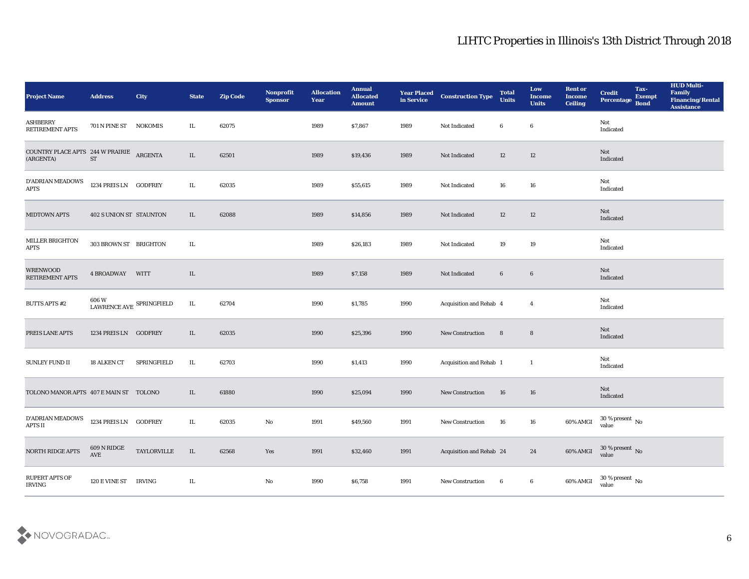# LIHTC Properties in Illinois's 13th District Through 2018

| Project Name | Address | City | State | Zip Code | Nonprofit Sponsor | Allocation Year | Annual Allocated Amount | Year Placed in Service | Construction Type | Total Units | Low Income Units | Rent or Income Ceiling | Credit Percentage | Tax-Exempt Bond | HUD Multi-Family Financing/Rental Assistance |
|---|---|---|---|---|---|---|---|---|---|---|---|---|---|---|---|
| ASHBERRY RETIREMENT APTS | 701 N PINE ST | NOKOMIS | IL | 62075 | | 1989 | $7,867 | 1989 | Not Indicated | 6 | 6 | | Not Indicated | | |
| COUNTRY PLACE APTS (ARGENTA) | 244 W PRAIRIE ST | ARGENTA | IL | 62501 | | 1989 | $19,436 | 1989 | Not Indicated | 12 | 12 | | Not Indicated | | |
| D'ADRIAN MEADOWS APTS | 1234 PREIS LN | GODFREY | IL | 62035 | | 1989 | $55,615 | 1989 | Not Indicated | 16 | 16 | | Not Indicated | | |
| MIDTOWN APTS | 402 S UNION ST | STAUNTON | IL | 62088 | | 1989 | $14,856 | 1989 | Not Indicated | 12 | 12 | | Not Indicated | | |
| MILLER BRIGHTON APTS | 303 BROWN ST | BRIGHTON | IL | | | 1989 | $26,183 | 1989 | Not Indicated | 19 | 19 | | Not Indicated | | |
| WRENWOOD RETIREMENT APTS | 4 BROADWAY | WITT | IL | | | 1989 | $7,158 | 1989 | Not Indicated | 6 | 6 | | Not Indicated | | |
| BUTTS APTS #2 | 606 W LAWRENCE AVE | SPRINGFIELD | IL | 62704 | | 1990 | $1,785 | 1990 | Acquisition and Rehab | 4 | 4 | | Not Indicated | | |
| PREIS LANE APTS | 1234 PREIS LN | GODFREY | IL | 62035 | | 1990 | $25,396 | 1990 | New Construction | 8 | 8 | | Not Indicated | | |
| SUNLEY FUND II | 18 ALKEN CT | SPRINGFIELD | IL | 62703 | | 1990 | $1,413 | 1990 | Acquisition and Rehab | 1 | 1 | | Not Indicated | | |
| TOLONO MANOR APTS | 407 E MAIN ST | TOLONO | IL | 61880 | | 1990 | $25,094 | 1990 | New Construction | 16 | 16 | | Not Indicated | | |
| D'ADRIAN MEADOWS APTS II | 1234 PREIS LN | GODFREY | IL | 62035 | No | 1991 | $49,560 | 1991 | New Construction | 16 | 16 | 60% AMGI | 30 % present value | No | |
| NORTH RIDGE APTS | 609 N RIDGE AVE | TAYLORVILLE | IL | 62568 | Yes | 1991 | $32,460 | 1991 | Acquisition and Rehab | 24 | 24 | 60% AMGI | 30 % present value | No | |
| RUPERT APTS OF IRVING | 120 E VINE ST | IRVING | IL | | No | 1990 | $6,758 | 1991 | New Construction | 6 | 6 | 60% AMGI | 30 % present value | No | |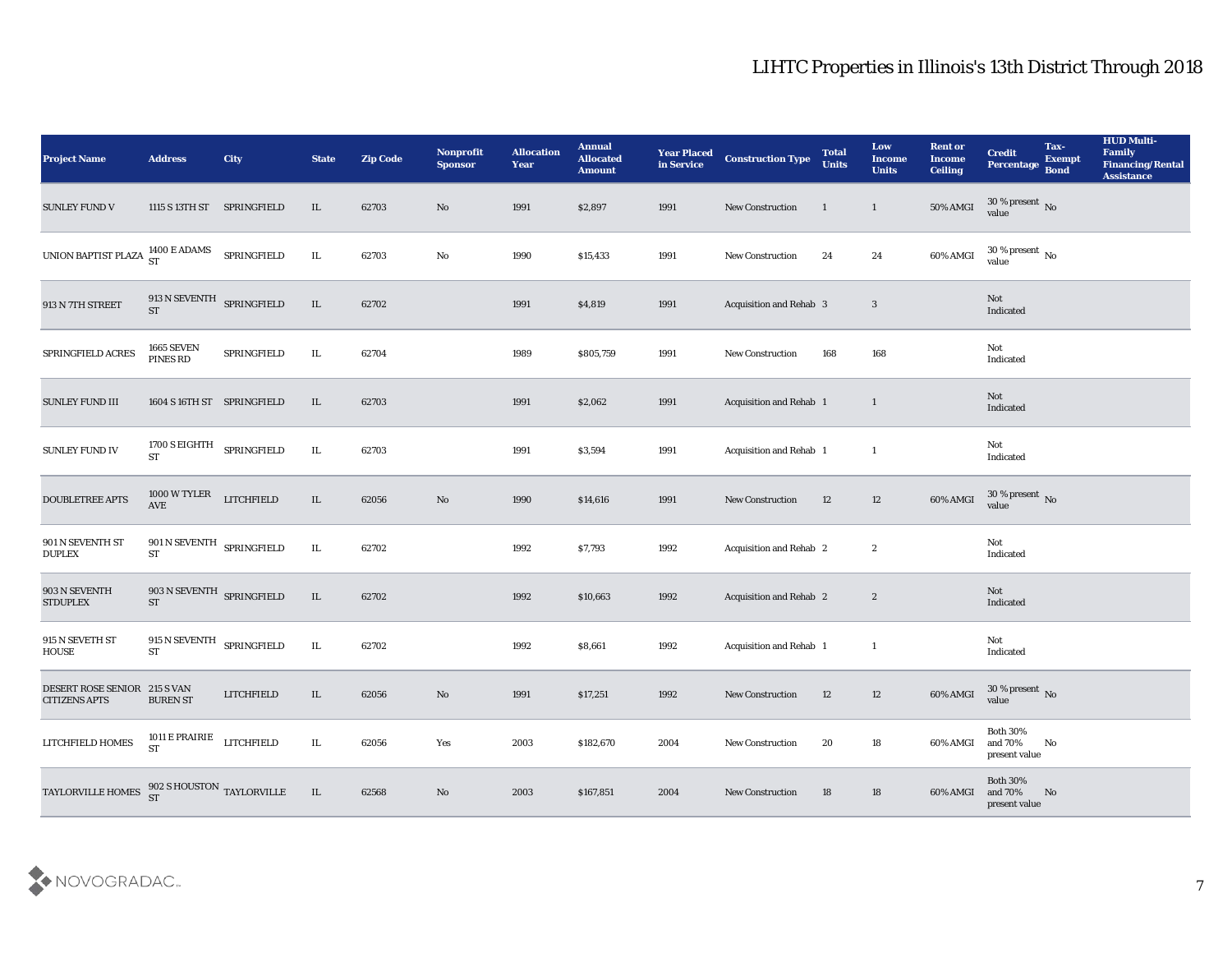# LIHTC Properties in Illinois's 13th District Through 2018

| Project Name | Address | City | State | Zip Code | Nonprofit Sponsor | Allocation Year | Annual Allocated Amount | Year Placed in Service | Construction Type | Total Units | Low Income Units | Rent or Income Ceiling | Credit Percentage | Tax-Exempt Bond | HUD Multi-Family Financing/Rental Assistance |
|---|---|---|---|---|---|---|---|---|---|---|---|---|---|---|---|
| SUNLEY FUND V | 1115 S 13TH ST | SPRINGFIELD | IL | 62703 | No | 1991 | $2,897 | 1991 | New Construction | 1 | 1 | 50% AMGI | 30 % present value | No | |
| UNION BAPTIST PLAZA | 1400 E ADAMS ST | SPRINGFIELD | IL | 62703 | No | 1990 | $15,433 | 1991 | New Construction | 24 | 24 | 60% AMGI | 30 % present value | No | |
| 913 N 7TH STREET | 913 N SEVENTH ST | SPRINGFIELD | IL | 62702 | | 1991 | $4,819 | 1991 | Acquisition and Rehab | 3 | 3 | | Not Indicated | | |
| SPRINGFIELD ACRES | 1665 SEVEN PINES RD | SPRINGFIELD | IL | 62704 | | 1989 | $805,759 | 1991 | New Construction | 168 | 168 | | Not Indicated | | |
| SUNLEY FUND III | 1604 S 16TH ST | SPRINGFIELD | IL | 62703 | | 1991 | $2,062 | 1991 | Acquisition and Rehab | 1 | 1 | | Not Indicated | | |
| SUNLEY FUND IV | 1700 S EIGHTH ST | SPRINGFIELD | IL | 62703 | | 1991 | $3,594 | 1991 | Acquisition and Rehab | 1 | 1 | | Not Indicated | | |
| DOUBLETREE APTS | 1000 W TYLER AVE | LITCHFIELD | IL | 62056 | No | 1990 | $14,616 | 1991 | New Construction | 12 | 12 | 60% AMGI | 30 % present value | No | |
| 901 N SEVENTH ST DUPLEX | 901 N SEVENTH ST | SPRINGFIELD | IL | 62702 | | 1992 | $7,793 | 1992 | Acquisition and Rehab | 2 | 2 | | Not Indicated | | |
| 903 N SEVENTH STDUPLEX | 903 N SEVENTH ST | SPRINGFIELD | IL | 62702 | | 1992 | $10,663 | 1992 | Acquisition and Rehab | 2 | 2 | | Not Indicated | | |
| 915 N SEVETH ST HOUSE | 915 N SEVENTH ST | SPRINGFIELD | IL | 62702 | | 1992 | $8,661 | 1992 | Acquisition and Rehab | 1 | 1 | | Not Indicated | | |
| DESERT ROSE SENIOR CITIZENS APTS | 215 S VAN BUREN ST | LITCHFIELD | IL | 62056 | No | 1991 | $17,251 | 1992 | New Construction | 12 | 12 | 60% AMGI | 30 % present value | No | |
| LITCHFIELD HOMES | 1011 E PRAIRIE ST | LITCHFIELD | IL | 62056 | Yes | 2003 | $182,670 | 2004 | New Construction | 20 | 18 | 60% AMGI | Both 30% and 70% present value | No | |
| TAYLORVILLE HOMES | 902 S HOUSTON ST | TAYLORVILLE | IL | 62568 | No | 2003 | $167,851 | 2004 | New Construction | 18 | 18 | 60% AMGI | Both 30% and 70% present value | No | |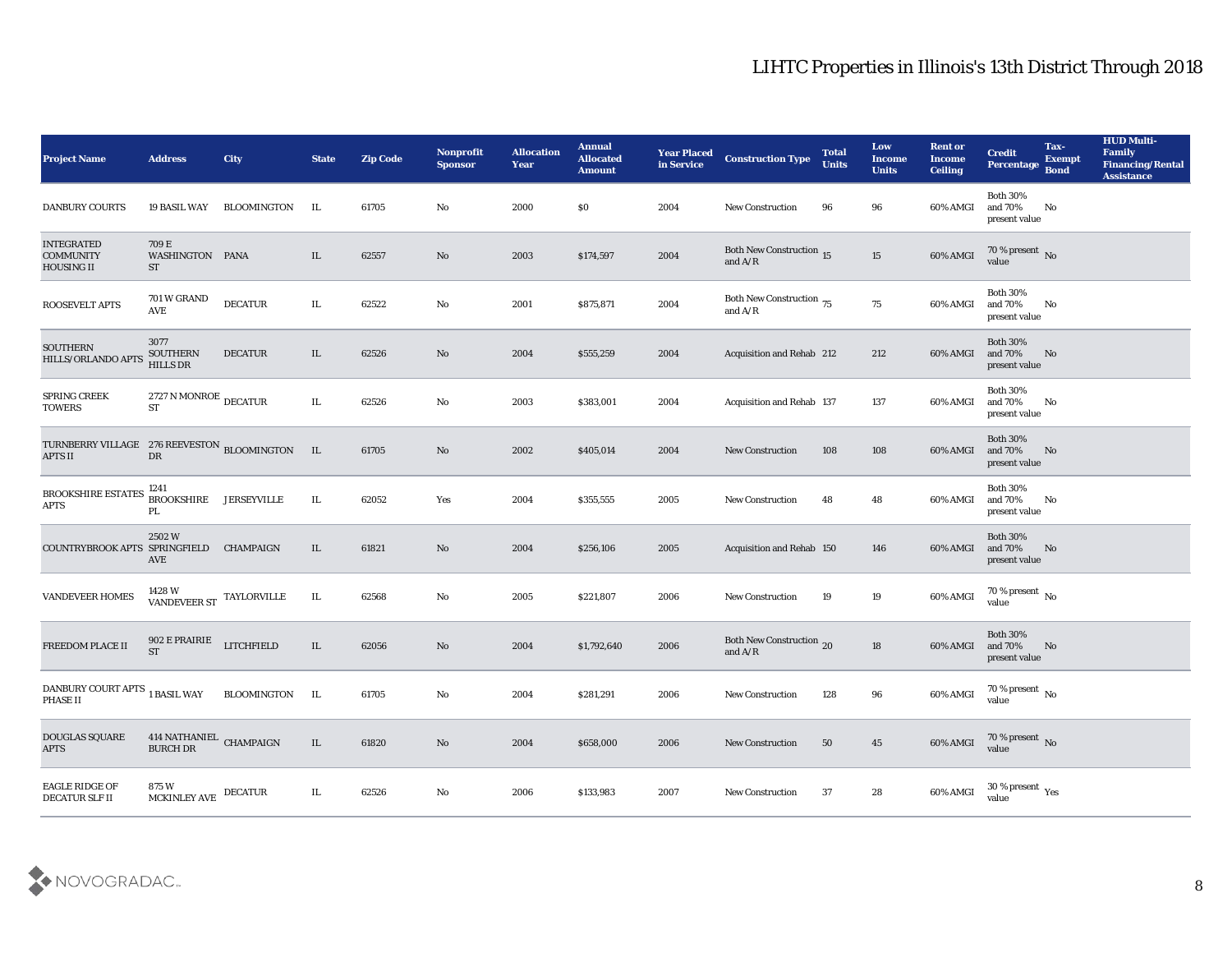# LIHTC Properties in Illinois's 13th District Through 2018

| Project Name | Address | City | State | Zip Code | Nonprofit Sponsor | Allocation Year | Annual Allocated Amount | Year Placed in Service | Construction Type | Total Units | Low Income Units | Rent or Income Ceiling | Credit Percentage | Tax-Exempt Bond | HUD Multi-Family Financing/Rental Assistance |
|---|---|---|---|---|---|---|---|---|---|---|---|---|---|---|---|
| DANBURY COURTS | 19 BASIL WAY | BLOOMINGTON | IL | 61705 | No | 2000 | $0 | 2004 | New Construction | 96 | 96 | 60% AMGI | Both 30% and 70% present value | No | |
| INTEGRATED COMMUNITY HOUSING II | 709 E WASHINGTON ST | PANA | IL | 62557 | No | 2003 | $174,597 | 2004 | Both New Construction and A/R | 15 | 15 | 60% AMGI | 70 % present value | No | |
| ROOSEVELT APTS | 701 W GRAND AVE | DECATUR | IL | 62522 | No | 2001 | $875,871 | 2004 | Both New Construction and A/R | 75 | 75 | 60% AMGI | Both 30% and 70% present value | No | |
| SOUTHERN HILLS/ORLANDO APTS | 3077 SOUTHERN HILLS DR | DECATUR | IL | 62526 | No | 2004 | $555,259 | 2004 | Acquisition and Rehab | 212 | 212 | 60% AMGI | Both 30% and 70% present value | No | |
| SPRING CREEK TOWERS | 2727 N MONROE ST | DECATUR | IL | 62526 | No | 2003 | $383,001 | 2004 | Acquisition and Rehab | 137 | 137 | 60% AMGI | Both 30% and 70% present value | No | |
| TURNBERRY VILLAGE APTS II | 276 REEVESTON DR | BLOOMINGTON | IL | 61705 | No | 2002 | $405,014 | 2004 | New Construction | 108 | 108 | 60% AMGI | Both 30% and 70% present value | No | |
| BROOKSHIRE ESTATES APTS | 1241 BROOKSHIRE PL | JERSEYVILLE | IL | 62052 | Yes | 2004 | $355,555 | 2005 | New Construction | 48 | 48 | 60% AMGI | Both 30% and 70% present value | No | |
| COUNTRYBROOK APTS | 2502 W SPRINGFIELD AVE | CHAMPAIGN | IL | 61821 | No | 2004 | $256,106 | 2005 | Acquisition and Rehab | 150 | 146 | 60% AMGI | Both 30% and 70% present value | No | |
| VANDEVEER HOMES | 1428 W VANDEVEER ST | TAYLORVILLE | IL | 62568 | No | 2005 | $221,807 | 2006 | New Construction | 19 | 19 | 60% AMGI | 70 % present value | No | |
| FREEDOM PLACE II | 902 E PRAIRIE ST | LITCHFIELD | IL | 62056 | No | 2004 | $1,792,640 | 2006 | Both New Construction and A/R | 20 | 18 | 60% AMGI | Both 30% and 70% present value | No | |
| DANBURY COURT APTS PHASE II | 1 BASIL WAY | BLOOMINGTON | IL | 61705 | No | 2004 | $281,291 | 2006 | New Construction | 128 | 96 | 60% AMGI | 70 % present value | No | |
| DOUGLAS SQUARE APTS | 414 NATHANIEL BURCH DR | CHAMPAIGN | IL | 61820 | No | 2004 | $658,000 | 2006 | New Construction | 50 | 45 | 60% AMGI | 70 % present value | No | |
| EAGLE RIDGE OF DECATUR SLF II | 875 W MCKINLEY AVE | DECATUR | IL | 62526 | No | 2006 | $133,983 | 2007 | New Construction | 37 | 28 | 60% AMGI | 30 % present value | Yes | |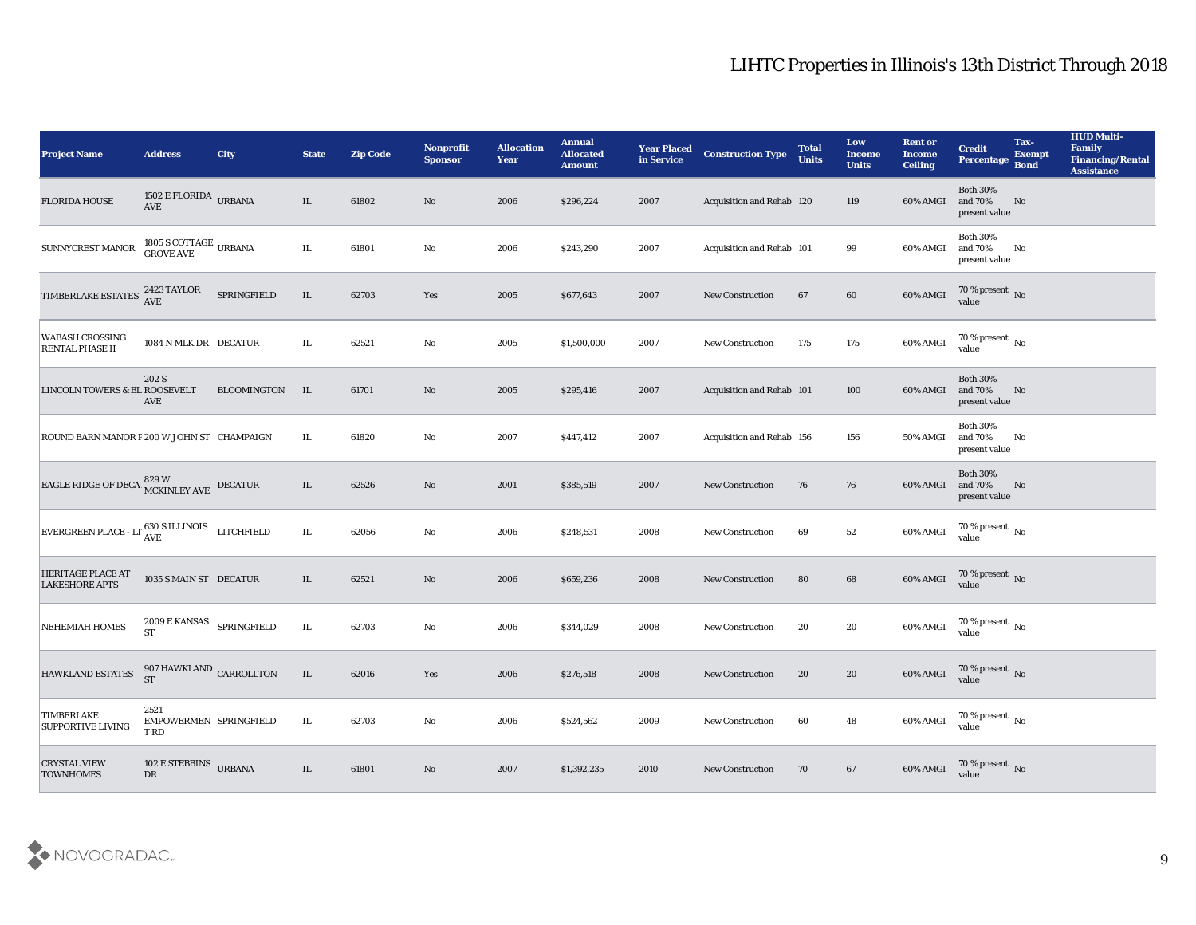# LIHTC Properties in Illinois's 13th District Through 2018

| Project Name | Address | City | State | Zip Code | Nonprofit Sponsor | Allocation Year | Annual Allocated Amount | Year Placed in Service | Construction Type | Total Units | Low Income Units | Rent or Income Ceiling | Credit Percentage | Tax-Exempt Bond | HUD Multi-Family Financing/Rental Assistance |
|---|---|---|---|---|---|---|---|---|---|---|---|---|---|---|---|
| FLORIDA HOUSE | 1502 E FLORIDA AVE | URBANA | IL | 61802 | No | 2006 | $296,224 | 2007 | Acquisition and Rehab | 120 | 119 | 60% AMGI | Both 30% and 70% present value | No | |
| SUNNYCREST MANOR | 1805 S COTTAGE GROVE AVE | URBANA | IL | 61801 | No | 2006 | $243,290 | 2007 | Acquisition and Rehab | 101 | 99 | 60% AMGI | Both 30% and 70% present value | No | |
| TIMBERLAKE ESTATES | 2423 TAYLOR AVE | SPRINGFIELD | IL | 62703 | Yes | 2005 | $677,643 | 2007 | New Construction | 67 | 60 | 60% AMGI | 70 % present value | No | |
| WABASH CROSSING RENTAL PHASE II | 1084 N MLK DR | DECATUR | IL | 62521 | No | 2005 | $1,500,000 | 2007 | New Construction | 175 | 175 | 60% AMGI | 70 % present value | No | |
| LINCOLN TOWERS & BL | 202 S ROOSEVELT AVE | BLOOMINGTON | IL | 61701 | No | 2005 | $295,416 | 2007 | Acquisition and Rehab | 101 | 100 | 60% AMGI | Both 30% and 70% present value | No | |
| ROUND BARN MANOR F | 200 W JOHN ST | CHAMPAIGN | IL | 61820 | No | 2007 | $447,412 | 2007 | Acquisition and Rehab | 156 | 156 | 50% AMGI | Both 30% and 70% present value | No | |
| EAGLE RIDGE OF DECA | 829 W MCKINLEY AVE | DECATUR | IL | 62526 | No | 2001 | $385,519 | 2007 | New Construction | 76 | 76 | 60% AMGI | Both 30% and 70% present value | No | |
| EVERGREEN PLACE - LI | 630 S ILLINOIS AVE | LITCHFIELD | IL | 62056 | No | 2006 | $248,531 | 2008 | New Construction | 69 | 52 | 60% AMGI | 70 % present value | No | |
| HERITAGE PLACE AT LAKESHORE APTS | 1035 S MAIN ST | DECATUR | IL | 62521 | No | 2006 | $659,236 | 2008 | New Construction | 80 | 68 | 60% AMGI | 70 % present value | No | |
| NEHEMIAH HOMES | 2009 E KANSAS ST | SPRINGFIELD | IL | 62703 | No | 2006 | $344,029 | 2008 | New Construction | 20 | 20 | 60% AMGI | 70 % present value | No | |
| HAWKLAND ESTATES | 907 HAWKLAND ST | CARROLLTON | IL | 62016 | Yes | 2006 | $276,518 | 2008 | New Construction | 20 | 20 | 60% AMGI | 70 % present value | No | |
| TIMBERLAKE SUPPORTIVE LIVING | 2521 EMPOWERMENT RD | SPRINGFIELD | IL | 62703 | No | 2006 | $524,562 | 2009 | New Construction | 60 | 48 | 60% AMGI | 70 % present value | No | |
| CRYSTAL VIEW TOWNHOMES | 102 E STEBBINS DR | URBANA | IL | 61801 | No | 2007 | $1,392,235 | 2010 | New Construction | 70 | 67 | 60% AMGI | 70 % present value | No | |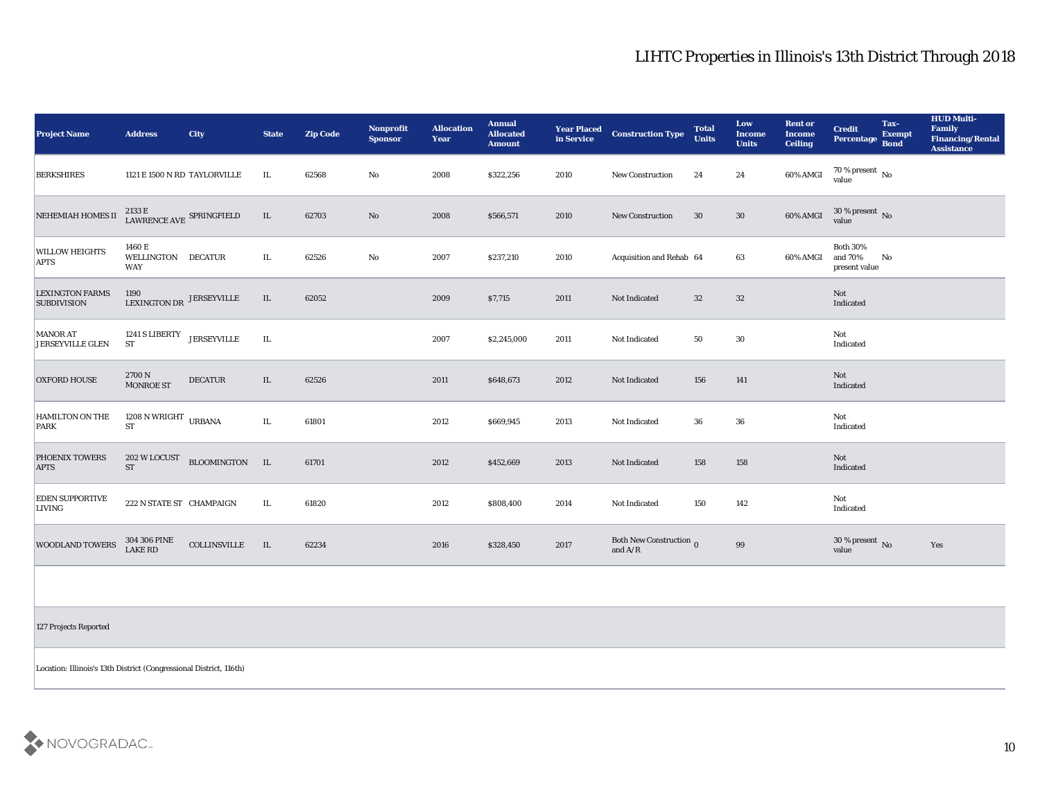# LIHTC Properties in Illinois's 13th District Through 2018

| Project Name | Address | City | State | Zip Code | Nonprofit Sponsor | Allocation Year | Annual Allocated Amount | Year Placed in Service | Construction Type | Total Units | Low Income Units | Rent or Income Ceiling | Credit Percentage | Tax-Exempt Bond | HUD Multi-Family Financing/Rental Assistance |
|---|---|---|---|---|---|---|---|---|---|---|---|---|---|---|---|
| BERKSHIRES | 1121 E 1500 N RD | TAYLORVILLE | IL | 62568 | No | 2008 | $322,256 | 2010 | New Construction | 24 | 24 | 60% AMGI | 70 % present value | No | |
| NEHEMIAH HOMES II | 2133 E LAWRENCE AVE | SPRINGFIELD | IL | 62703 | No | 2008 | $566,571 | 2010 | New Construction | 30 | 30 | 60% AMGI | 30 % present value | No | |
| WILLOW HEIGHTS APTS | 1460 E WELLINGTON WAY | DECATUR | IL | 62526 | No | 2007 | $237,210 | 2010 | Acquisition and Rehab | 64 | 63 | 60% AMGI | Both 30% and 70% present value | No | |
| LEXINGTON FARMS SUBDIVISION | 1190 LEXINGTON DR | JERSEYVILLE | IL | 62052 | | 2009 | $7,715 | 2011 | Not Indicated | 32 | 32 | | Not Indicated | | |
| MANOR AT JERSEYVILLE GLEN | 1241 S LIBERTY ST | JERSEYVILLE | IL | | | 2007 | $2,245,000 | 2011 | Not Indicated | 50 | 30 | | Not Indicated | | |
| OXFORD HOUSE | 2700 N MONROE ST | DECATUR | IL | 62526 | | 2011 | $648,673 | 2012 | Not Indicated | 156 | 141 | | Not Indicated | | |
| HAMILTON ON THE PARK | 1208 N WRIGHT ST | URBANA | IL | 61801 | | 2012 | $669,945 | 2013 | Not Indicated | 36 | 36 | | Not Indicated | | |
| PHOENIX TOWERS APTS | 202 W LOCUST ST | BLOOMINGTON | IL | 61701 | | 2012 | $452,669 | 2013 | Not Indicated | 158 | 158 | | Not Indicated | | |
| EDEN SUPPORTIVE LIVING | 222 N STATE ST | CHAMPAIGN | IL | 61820 | | 2012 | $808,400 | 2014 | Not Indicated | 150 | 142 | | Not Indicated | | |
| WOODLAND TOWERS | 304 306 PINE LAKE RD | COLLINSVILLE | IL | 62234 | | 2016 | $328,450 | 2017 | Both New Construction and A/R | 0 | 99 | | 30 % present value | No | Yes |

127 Projects Reported

Location: Illinois's 13th District (Congressional District, 116th)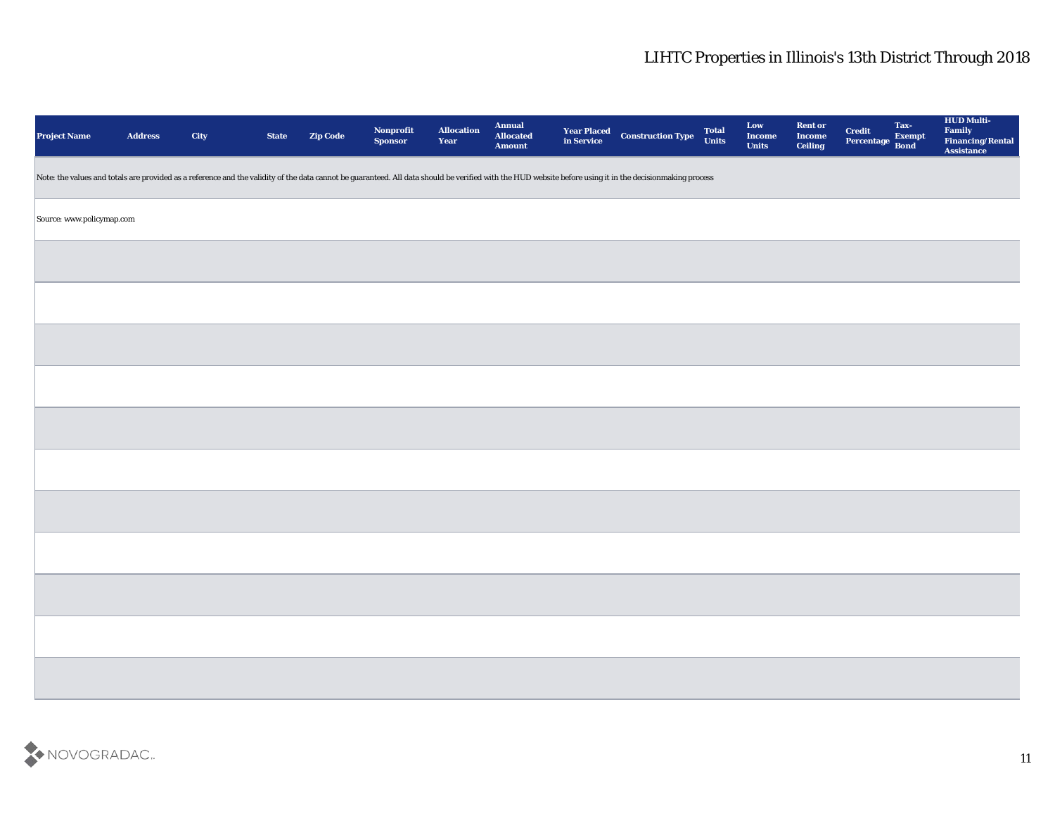# LIHTC Properties in Illinois's 13th District Through 2018

| Project Name | Address | City | State | Zip Code | Nonprofit Sponsor | Allocation Year | Annual Allocated Amount | Year Placed in Service | Construction Type | Total Units | Low Income Units | Rent or Income Ceiling | Credit Percentage | Tax-Exempt Bond | HUD Multi-Family Financing/Rental Assistance |
|---|---|---|---|---|---|---|---|---|---|---|---|---|---|---|---|
| Note: the values and totals are provided as a reference and the validity of the data cannot be guaranteed. All data should be verified with the HUD website before using it in the decisionmaking process | | | | | | | | | | | | | | | |
| Source: www.policymap.com | | | | | | | | | | | | | | | |